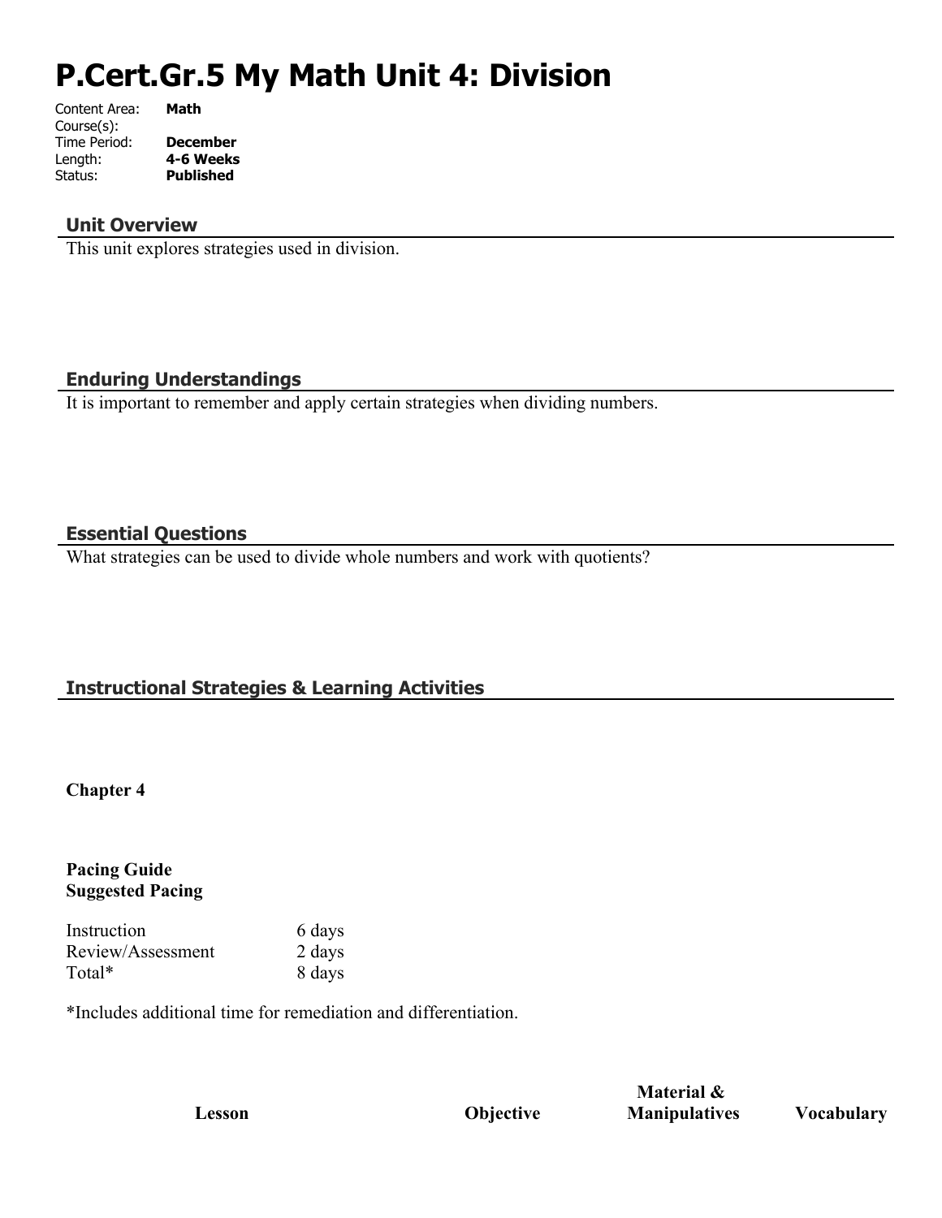# P.Cert.Gr.5 My Math Unit 4: Division

| | |
|---|---|
| Content Area: | **Math** |
| Course(s): | |
| Time Period: | **December** |
| Length: | **4-6 Weeks** |
| Status: | **Published** |

## Unit Overview

This unit explores strategies used in division.

## Enduring Understandings

It is important to remember and apply certain strategies when dividing numbers.

## Essential Questions

What strategies can be used to divide whole numbers and work with quotients?

## Instructional Strategies & Learning Activities

**Chapter 4**

**Pacing Guide**
**Suggested Pacing**

| | |
|---|---|
| Instruction | 6 days |
| Review/Assessment | 2 days |
| Total* | 8 days |

*Includes additional time for remediation and differentiation.

| Lesson | Objective | Material & Manipulatives | Vocabulary |
|---|---|---|---|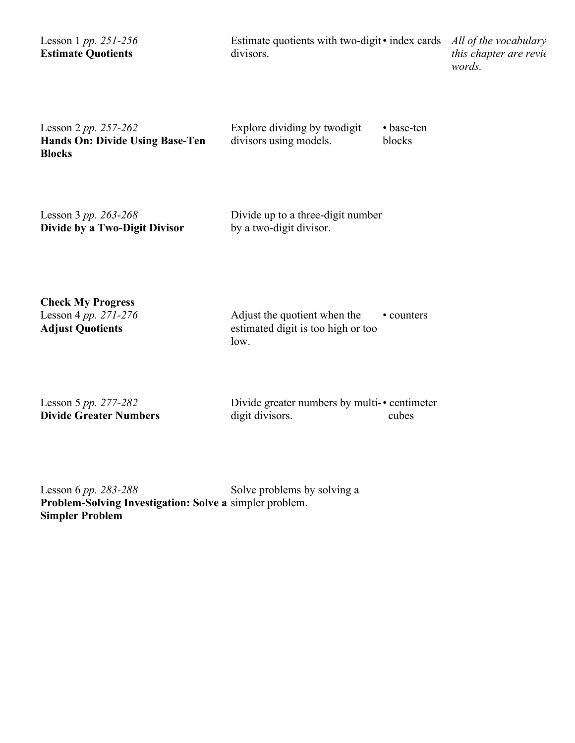| | | | |
|---|---|---|---|
| Lesson 1 *pp. 251-256* **Estimate Quotients** | Estimate quotients with two-digit divisors. | • index cards | *All of the vocabulary this chapter are revie words.* |
| Lesson 2 *pp. 257-262* **Hands On: Divide Using Base-Ten Blocks** | Explore dividing by twodigit divisors using models. | • base-ten blocks | |
| Lesson 3 *pp. 263-268* **Divide by a Two-Digit Divisor** | Divide up to a three-digit number by a two-digit divisor. | | |
| **Check My Progress** | | | |
| Lesson 4 *pp. 271-276* **Adjust Quotients** | Adjust the quotient when the estimated digit is too high or too low. | • counters | |
| Lesson 5 *pp. 277-282* **Divide Greater Numbers** | Divide greater numbers by multi-digit divisors. | • centimeter cubes | |
| Lesson 6 *pp. 283-288* **Problem-Solving Investigation: Solve a Simpler Problem** | Solve problems by solving a simpler problem. | | |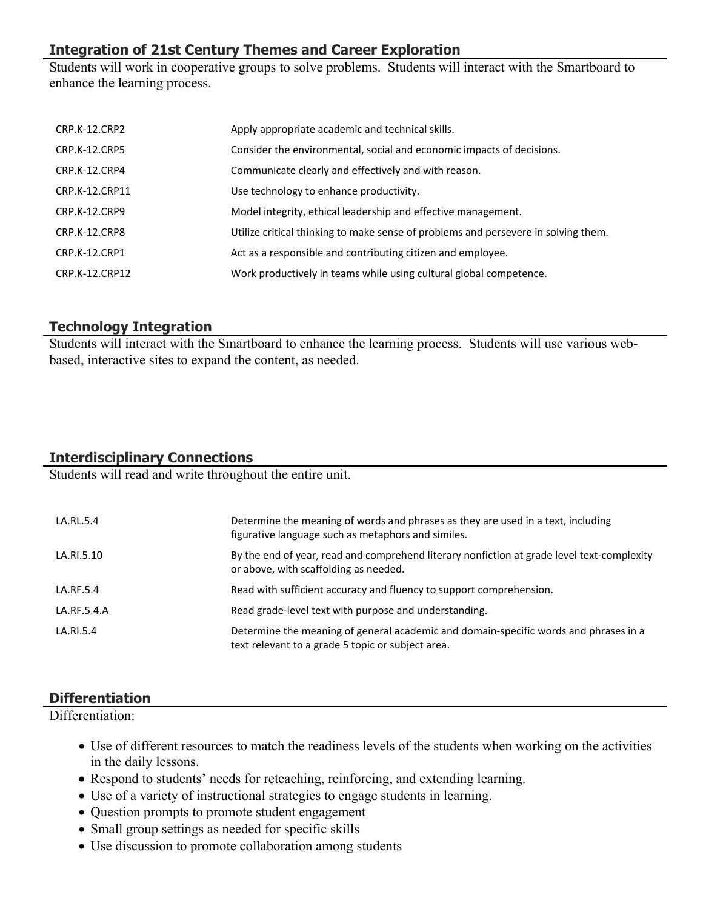## Integration of 21st Century Themes and Career Exploration

Students will work in cooperative groups to solve problems. Students will interact with the Smartboard to enhance the learning process.

| | |
|---|---|
| CRP.K-12.CRP2 | Apply appropriate academic and technical skills. |
| CRP.K-12.CRP5 | Consider the environmental, social and economic impacts of decisions. |
| CRP.K-12.CRP4 | Communicate clearly and effectively and with reason. |
| CRP.K-12.CRP11 | Use technology to enhance productivity. |
| CRP.K-12.CRP9 | Model integrity, ethical leadership and effective management. |
| CRP.K-12.CRP8 | Utilize critical thinking to make sense of problems and persevere in solving them. |
| CRP.K-12.CRP1 | Act as a responsible and contributing citizen and employee. |
| CRP.K-12.CRP12 | Work productively in teams while using cultural global competence. |

## Technology Integration

Students will interact with the Smartboard to enhance the learning process. Students will use various web-based, interactive sites to expand the content, as needed.

## Interdisciplinary Connections

Students will read and write throughout the entire unit.

| | |
|---|---|
| LA.RL.5.4 | Determine the meaning of words and phrases as they are used in a text, including figurative language such as metaphors and similes. |
| LA.RI.5.10 | By the end of year, read and comprehend literary nonfiction at grade level text-complexity or above, with scaffolding as needed. |
| LA.RF.5.4 | Read with sufficient accuracy and fluency to support comprehension. |
| LA.RF.5.4.A | Read grade-level text with purpose and understanding. |
| LA.RI.5.4 | Determine the meaning of general academic and domain-specific words and phrases in a text relevant to a grade 5 topic or subject area. |

## Differentiation

Differentiation:

- Use of different resources to match the readiness levels of the students when working on the activities in the daily lessons.
- Respond to students' needs for reteaching, reinforcing, and extending learning.
- Use of a variety of instructional strategies to engage students in learning.
- Question prompts to promote student engagement
- Small group settings as needed for specific skills
- Use discussion to promote collaboration among students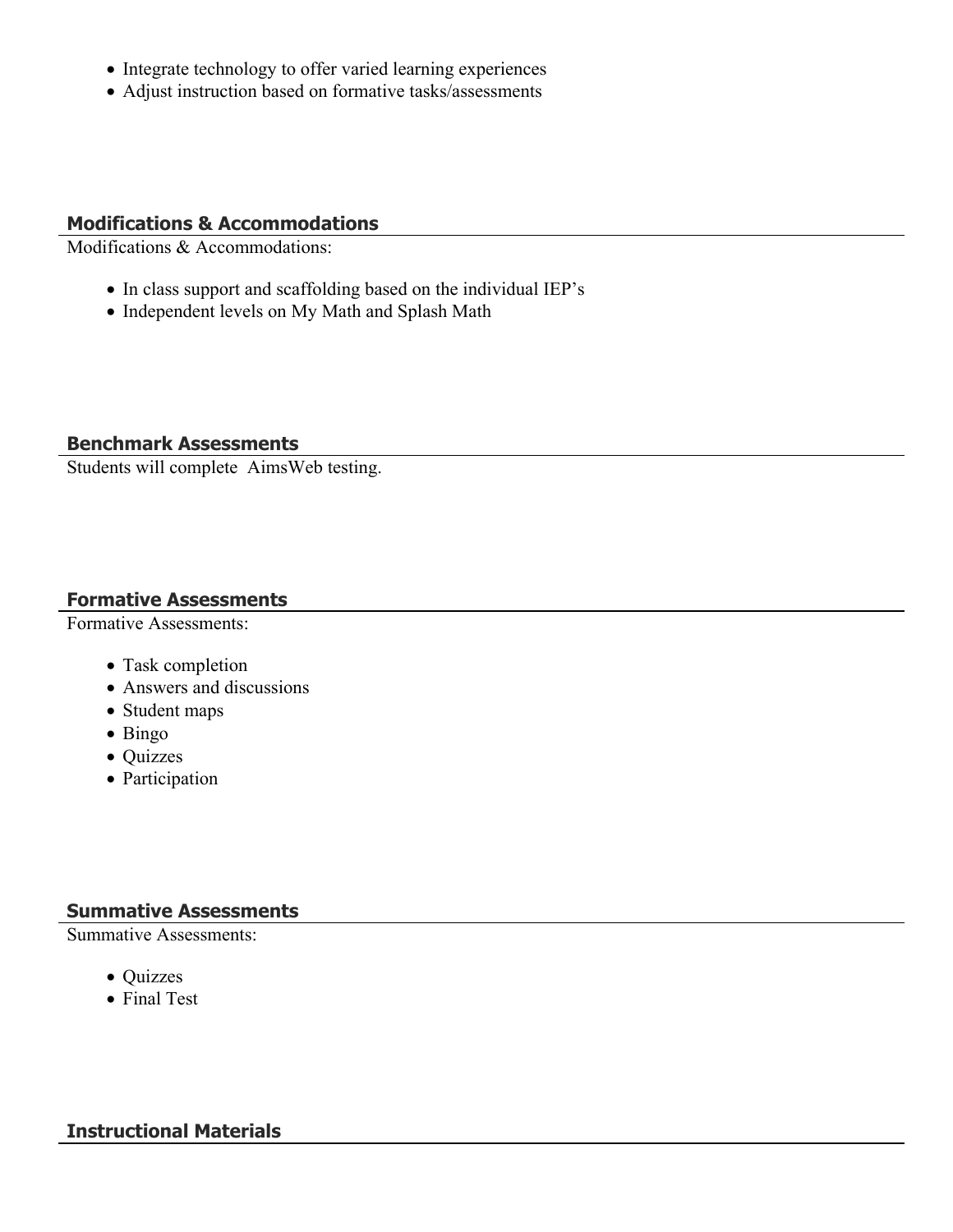- Integrate technology to offer varied learning experiences
- Adjust instruction based on formative tasks/assessments

## Modifications & Accommodations

Modifications & Accommodations:

- In class support and scaffolding based on the individual IEP's
- Independent levels on My Math and Splash Math

## Benchmark Assessments

Students will complete AimsWeb testing.

## Formative Assessments

Formative Assessments:

- Task completion
- Answers and discussions
- Student maps
- Bingo
- Quizzes
- Participation

## Summative Assessments

Summative Assessments:

- Quizzes
- Final Test

## Instructional Materials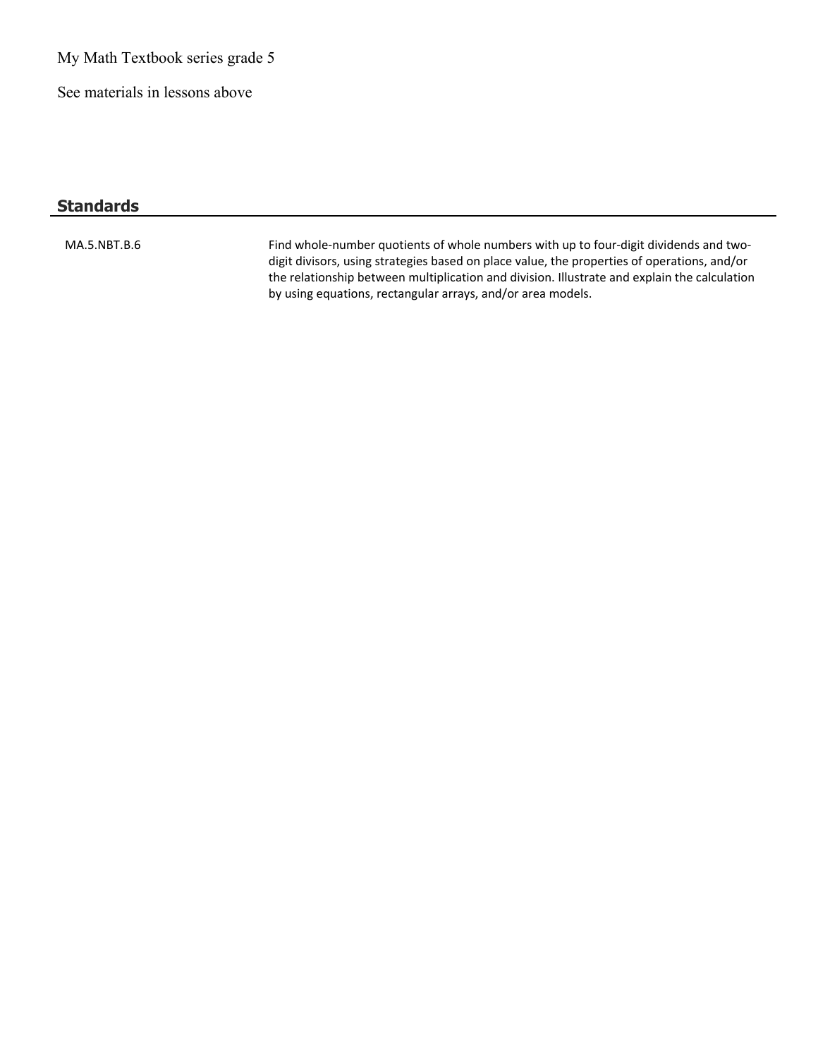My Math Textbook series grade 5

See materials in lessons above

## Standards

| | |
|---|---|
| MA.5.NBT.B.6 | Find whole-number quotients of whole numbers with up to four-digit dividends and two-digit divisors, using strategies based on place value, the properties of operations, and/or the relationship between multiplication and division. Illustrate and explain the calculation by using equations, rectangular arrays, and/or area models. |